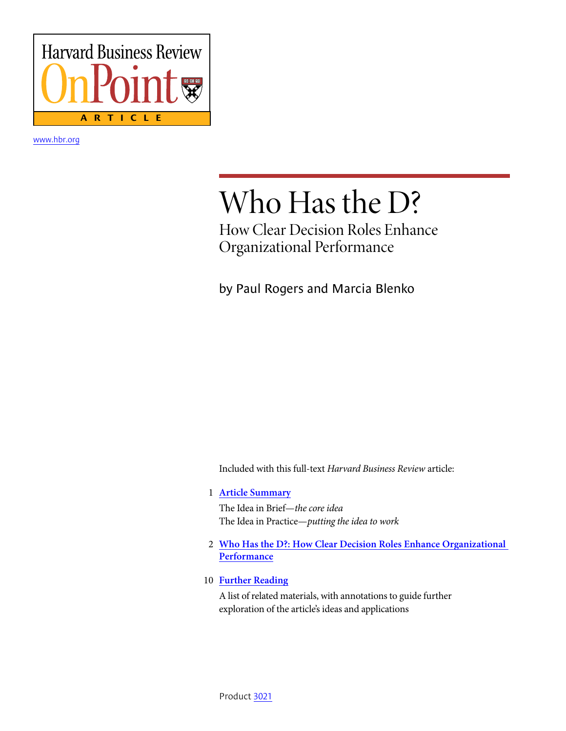Harvard Business Review OnPoint

ARTICLE

www.hbr.org

# Who Has the D?

## How Clear Decision Roles Enhance Organizational Performance

by Paul Rogers and Marcia Blenko

Included with this full-text *Harvard Business Review* article:

1 **Article Summary**

The Idea in Brief—*the core idea*
The Idea in Practice—*putting the idea to work*

2 **Who Has the D?: How Clear Decision Roles Enhance Organizational Performance**

10 **Further Reading**

A list of related materials, with annotations to guide further exploration of the article's ideas and applications

Product 3021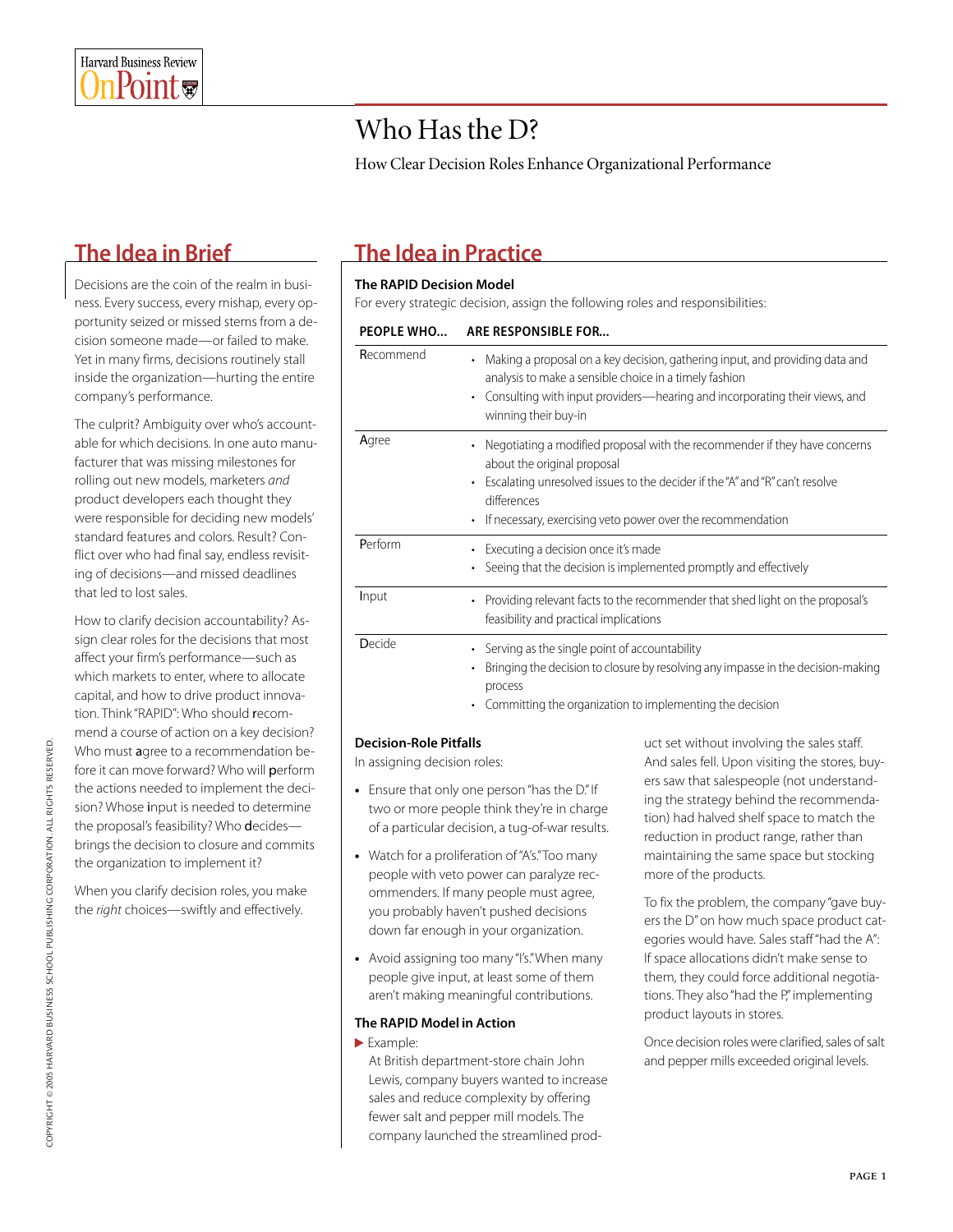# Who Has the D?

How Clear Decision Roles Enhance Organizational Performance

## The Idea in Brief

Decisions are the coin of the realm in business. Every success, every mishap, every opportunity seized or missed stems from a decision someone made—or failed to make. Yet in many firms, decisions routinely stall inside the organization—hurting the entire company's performance.

The culprit? Ambiguity over who's accountable for which decisions. In one auto manufacturer that was missing milestones for rolling out new models, marketers *and* product developers each thought they were responsible for deciding new models' standard features and colors. Result? Conflict over who had final say, endless revisiting of decisions—and missed deadlines that led to lost sales.

How to clarify decision accountability? Assign clear roles for the decisions that most affect your firm's performance—such as which markets to enter, where to allocate capital, and how to drive product innovation. Think "RAPID": Who should **r**ecommend a course of action on a key decision? Who must **a**gree to a recommendation before it can move forward? Who will **p**erform the actions needed to implement the decision? Whose **i**nput is needed to determine the proposal's feasibility? Who **d**ecides—brings the decision to closure and commits the organization to implement it?

When you clarify decision roles, you make the *right* choices—swiftly and effectively.

## The Idea in Practice

### The RAPID Decision Model

For every strategic decision, assign the following roles and responsibilities:

| PEOPLE WHO... | ARE RESPONSIBLE FOR... |
|---|---|
| **R**ecommend | • Making a proposal on a key decision, gathering input, and providing data and analysis to make a sensible choice in a timely fashion<br>• Consulting with input providers—hearing and incorporating their views, and winning their buy-in |
| **A**gree | • Negotiating a modified proposal with the recommender if they have concerns about the original proposal<br>• Escalating unresolved issues to the decider if the "A" and "R" can't resolve differences<br>• If necessary, exercising veto power over the recommendation |
| **P**erform | • Executing a decision once it's made<br>• Seeing that the decision is implemented promptly and effectively |
| **I**nput | • Providing relevant facts to the recommender that shed light on the proposal's feasibility and practical implications |
| **D**ecide | • Serving as the single point of accountability<br>• Bringing the decision to closure by resolving any impasse in the decision-making process<br>• Committing the organization to implementing the decision |

### Decision-Role Pitfalls

In assigning decision roles:

- Ensure that only one person "has the D." If two or more people think they're in charge of a particular decision, a tug-of-war results.
- Watch for a proliferation of "A's." Too many people with veto power can paralyze recommenders. If many people must agree, you probably haven't pushed decisions down far enough in your organization.
- Avoid assigning too many "I's." When many people give input, at least some of them aren't making meaningful contributions.

### The RAPID Model in Action

▶ Example:

At British department-store chain John Lewis, company buyers wanted to increase sales and reduce complexity by offering fewer salt and pepper mill models. The company launched the streamlined product set without involving the sales staff. And sales fell. Upon visiting the stores, buyers saw that salespeople (not understanding the strategy behind the recommendation) had halved shelf space to match the reduction in product range, rather than maintaining the same space but stocking more of the products.

To fix the problem, the company "gave buyers the D" on how much space product categories would have. Sales staff "had the A": If space allocations didn't make sense to them, they could force additional negotiations. They also "had the P," implementing product layouts in stores.

Once decision roles were clarified, sales of salt and pepper mills exceeded original levels.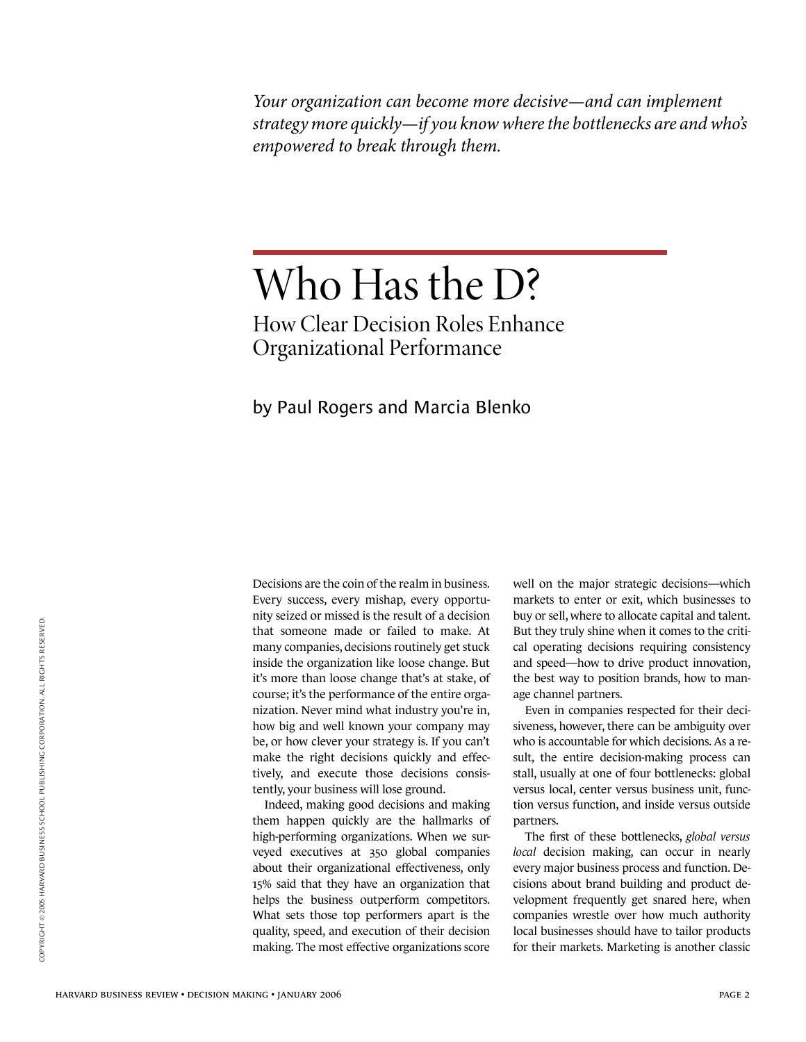*Your organization can become more decisive—and can implement strategy more quickly—if you know where the bottlenecks are and who's empowered to break through them.*

# Who Has the D?

## How Clear Decision Roles Enhance Organizational Performance

by Paul Rogers and Marcia Blenko

Decisions are the coin of the realm in business. Every success, every mishap, every opportunity seized or missed is the result of a decision that someone made or failed to make. At many companies, decisions routinely get stuck inside the organization like loose change. But it's more than loose change that's at stake, of course; it's the performance of the entire organization. Never mind what industry you're in, how big and well known your company may be, or how clever your strategy is. If you can't make the right decisions quickly and effectively, and execute those decisions consistently, your business will lose ground.

Indeed, making good decisions and making them happen quickly are the hallmarks of high-performing organizations. When we surveyed executives at 350 global companies about their organizational effectiveness, only 15% said that they have an organization that helps the business outperform competitors. What sets those top performers apart is the quality, speed, and execution of their decision making. The most effective organizations score well on the major strategic decisions—which markets to enter or exit, which businesses to buy or sell, where to allocate capital and talent. But they truly shine when it comes to the critical operating decisions requiring consistency and speed—how to drive product innovation, the best way to position brands, how to manage channel partners.

Even in companies respected for their decisiveness, however, there can be ambiguity over who is accountable for which decisions. As a result, the entire decision-making process can stall, usually at one of four bottlenecks: global versus local, center versus business unit, function versus function, and inside versus outside partners.

The first of these bottlenecks, *global versus local* decision making, can occur in nearly every major business process and function. Decisions about brand building and product development frequently get snared here, when companies wrestle over how much authority local businesses should have to tailor products for their markets. Marketing is another classic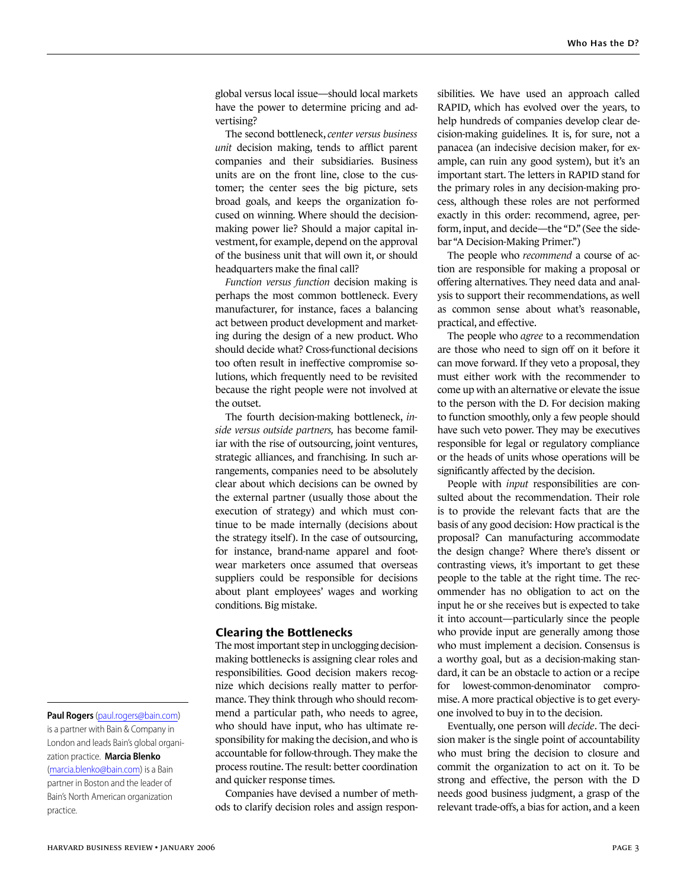global versus local issue—should local markets have the power to determine pricing and advertising?

The second bottleneck, *center versus business unit* decision making, tends to afflict parent companies and their subsidiaries. Business units are on the front line, close to the customer; the center sees the big picture, sets broad goals, and keeps the organization focused on winning. Where should the decision-making power lie? Should a major capital investment, for example, depend on the approval of the business unit that will own it, or should headquarters make the final call?

*Function versus function* decision making is perhaps the most common bottleneck. Every manufacturer, for instance, faces a balancing act between product development and marketing during the design of a new product. Who should decide what? Cross-functional decisions too often result in ineffective compromise solutions, which frequently need to be revisited because the right people were not involved at the outset.

The fourth decision-making bottleneck, *inside versus outside partners,* has become familiar with the rise of outsourcing, joint ventures, strategic alliances, and franchising. In such arrangements, companies need to be absolutely clear about which decisions can be owned by the external partner (usually those about the execution of strategy) and which must continue to be made internally (decisions about the strategy itself). In the case of outsourcing, for instance, brand-name apparel and footwear marketers once assumed that overseas suppliers could be responsible for decisions about plant employees' wages and working conditions. Big mistake.

## Clearing the Bottlenecks

The most important step in unclogging decision-making bottlenecks is assigning clear roles and responsibilities. Good decision makers recognize which decisions really matter to performance. They think through who should recommend a particular path, who needs to agree, who should have input, who has ultimate responsibility for making the decision, and who is accountable for follow-through. They make the process routine. The result: better coordination and quicker response times.

Companies have devised a number of methods to clarify decision roles and assign responsibilities. We have used an approach called RAPID, which has evolved over the years, to help hundreds of companies develop clear decision-making guidelines. It is, for sure, not a panacea (an indecisive decision maker, for example, can ruin any good system), but it's an important start. The letters in RAPID stand for the primary roles in any decision-making process, although these roles are not performed exactly in this order: recommend, agree, perform, input, and decide—the "D." (See the sidebar "A Decision-Making Primer.")

The people who *recommend* a course of action are responsible for making a proposal or offering alternatives. They need data and analysis to support their recommendations, as well as common sense about what's reasonable, practical, and effective.

The people who *agree* to a recommendation are those who need to sign off on it before it can move forward. If they veto a proposal, they must either work with the recommender to come up with an alternative or elevate the issue to the person with the D. For decision making to function smoothly, only a few people should have such veto power. They may be executives responsible for legal or regulatory compliance or the heads of units whose operations will be significantly affected by the decision.

People with *input* responsibilities are consulted about the recommendation. Their role is to provide the relevant facts that are the basis of any good decision: How practical is the proposal? Can manufacturing accommodate the design change? Where there's dissent or contrasting views, it's important to get these people to the table at the right time. The recommender has no obligation to act on the input he or she receives but is expected to take it into account—particularly since the people who provide input are generally among those who must implement a decision. Consensus is a worthy goal, but as a decision-making standard, it can be an obstacle to action or a recipe for lowest-common-denominator compromise. A more practical objective is to get everyone involved to buy in to the decision.

Eventually, one person will *decide*. The decision maker is the single point of accountability who must bring the decision to closure and commit the organization to act on it. To be strong and effective, the person with the D needs good business judgment, a grasp of the relevant trade-offs, a bias for action, and a keen

---

**Paul Rogers** (paul.rogers@bain.com) is a partner with Bain & Company in London and leads Bain's global organization practice. **Marcia Blenko** (marcia.blenko@bain.com) is a Bain partner in Boston and the leader of Bain's North American organization practice.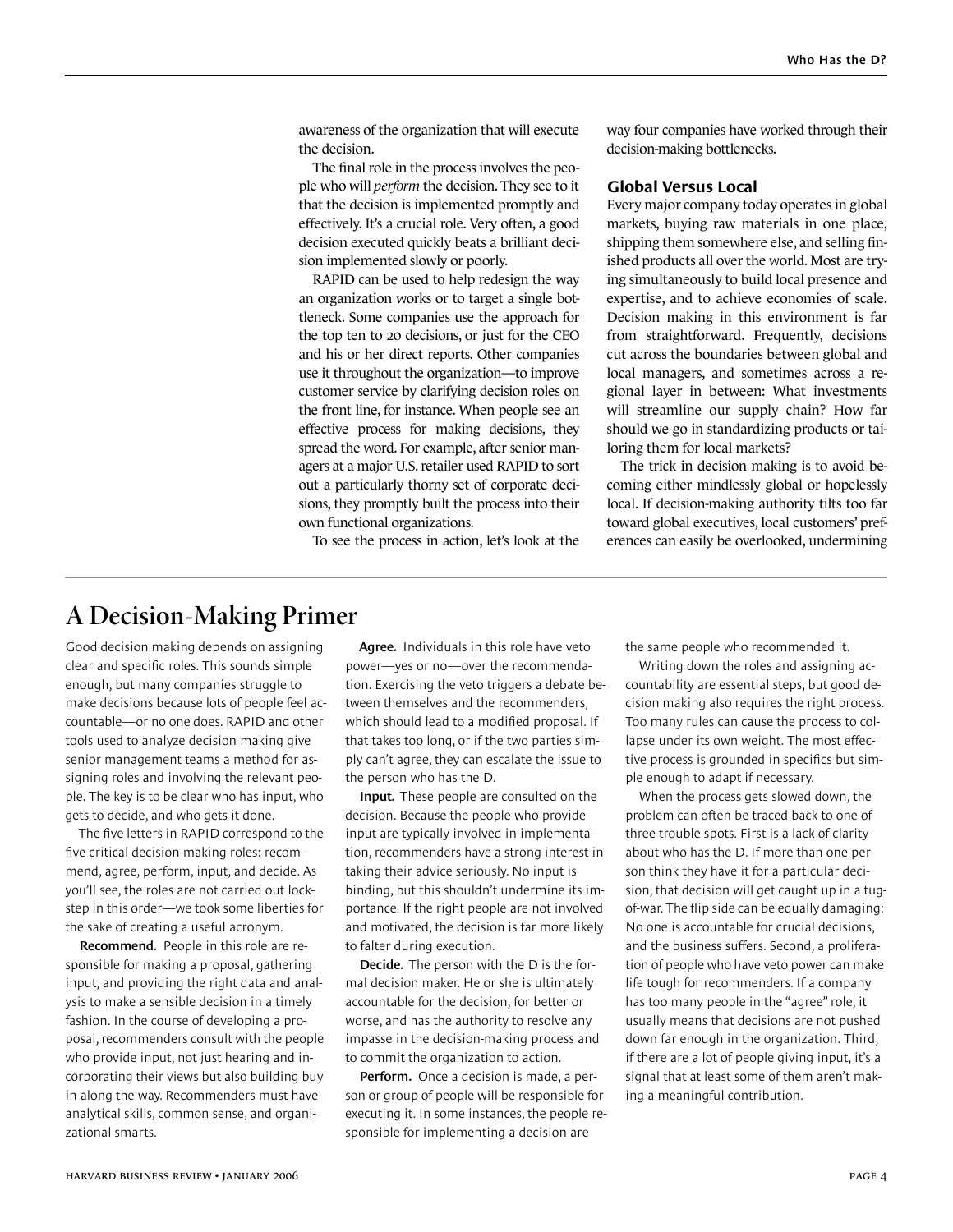awareness of the organization that will execute the decision.

The final role in the process involves the people who will *perform* the decision. They see to it that the decision is implemented promptly and effectively. It's a crucial role. Very often, a good decision executed quickly beats a brilliant decision implemented slowly or poorly.

RAPID can be used to help redesign the way an organization works or to target a single bottleneck. Some companies use the approach for the top ten to 20 decisions, or just for the CEO and his or her direct reports. Other companies use it throughout the organization—to improve customer service by clarifying decision roles on the front line, for instance. When people see an effective process for making decisions, they spread the word. For example, after senior managers at a major U.S. retailer used RAPID to sort out a particularly thorny set of corporate decisions, they promptly built the process into their own functional organizations.

To see the process in action, let's look at the way four companies have worked through their decision-making bottlenecks.

### Global Versus Local

Every major company today operates in global markets, buying raw materials in one place, shipping them somewhere else, and selling finished products all over the world. Most are trying simultaneously to build local presence and expertise, and to achieve economies of scale. Decision making in this environment is far from straightforward. Frequently, decisions cut across the boundaries between global and local managers, and sometimes across a regional layer in between: What investments will streamline our supply chain? How far should we go in standardizing products or tailoring them for local markets?

The trick in decision making is to avoid becoming either mindlessly global or hopelessly local. If decision-making authority tilts too far toward global executives, local customers' preferences can easily be overlooked, undermining

## A Decision-Making Primer

Good decision making depends on assigning clear and specific roles. This sounds simple enough, but many companies struggle to make decisions because lots of people feel accountable—or no one does. RAPID and other tools used to analyze decision making give senior management teams a method for assigning roles and involving the relevant people. The key is to be clear who has input, who gets to decide, and who gets it done.

The five letters in RAPID correspond to the five critical decision-making roles: recommend, agree, perform, input, and decide. As you'll see, the roles are not carried out lockstep in this order—we took some liberties for the sake of creating a useful acronym.

**Recommend.** People in this role are responsible for making a proposal, gathering input, and providing the right data and analysis to make a sensible decision in a timely fashion. In the course of developing a proposal, recommenders consult with the people who provide input, not just hearing and incorporating their views but also building buy in along the way. Recommenders must have analytical skills, common sense, and organizational smarts.

**Agree.** Individuals in this role have veto power—yes or no—over the recommendation. Exercising the veto triggers a debate between themselves and the recommenders, which should lead to a modified proposal. If that takes too long, or if the two parties simply can't agree, they can escalate the issue to the person who has the D.

**Input.** These people are consulted on the decision. Because the people who provide input are typically involved in implementation, recommenders have a strong interest in taking their advice seriously. No input is binding, but this shouldn't undermine its importance. If the right people are not involved and motivated, the decision is far more likely to falter during execution.

**Decide.** The person with the D is the formal decision maker. He or she is ultimately accountable for the decision, for better or worse, and has the authority to resolve any impasse in the decision-making process and to commit the organization to action.

**Perform.** Once a decision is made, a person or group of people will be responsible for executing it. In some instances, the people responsible for implementing a decision are the same people who recommended it.

Writing down the roles and assigning accountability are essential steps, but good decision making also requires the right process. Too many rules can cause the process to collapse under its own weight. The most effective process is grounded in specifics but simple enough to adapt if necessary.

When the process gets slowed down, the problem can often be traced back to one of three trouble spots. First is a lack of clarity about who has the D. If more than one person think they have it for a particular decision, that decision will get caught up in a tug-of-war. The flip side can be equally damaging: No one is accountable for crucial decisions, and the business suffers. Second, a proliferation of people who have veto power can make life tough for recommenders. If a company has too many people in the "agree" role, it usually means that decisions are not pushed down far enough in the organization. Third, if there are a lot of people giving input, it's a signal that at least some of them aren't making a meaningful contribution.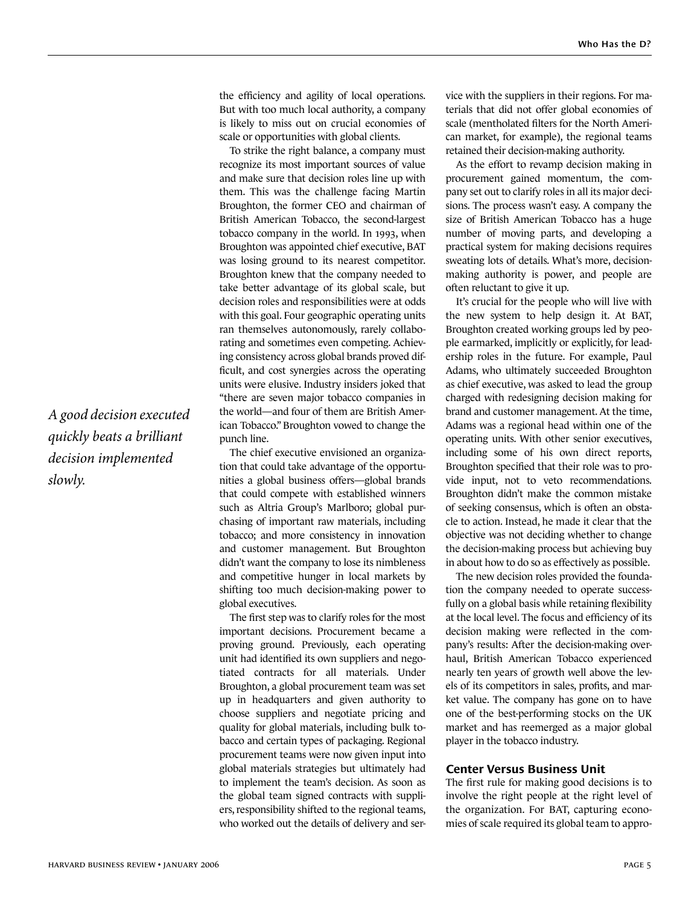the efficiency and agility of local operations. But with too much local authority, a company is likely to miss out on crucial economies of scale or opportunities with global clients.

To strike the right balance, a company must recognize its most important sources of value and make sure that decision roles line up with them. This was the challenge facing Martin Broughton, the former CEO and chairman of British American Tobacco, the second-largest tobacco company in the world. In 1993, when Broughton was appointed chief executive, BAT was losing ground to its nearest competitor. Broughton knew that the company needed to take better advantage of its global scale, but decision roles and responsibilities were at odds with this goal. Four geographic operating units ran themselves autonomously, rarely collaborating and sometimes even competing. Achieving consistency across global brands proved difficult, and cost synergies across the operating units were elusive. Industry insiders joked that "there are seven major tobacco companies in the world—and four of them are British American Tobacco." Broughton vowed to change the punch line.

*A good decision executed quickly beats a brilliant decision implemented slowly.*

The chief executive envisioned an organization that could take advantage of the opportunities a global business offers—global brands that could compete with established winners such as Altria Group's Marlboro; global purchasing of important raw materials, including tobacco; and more consistency in innovation and customer management. But Broughton didn't want the company to lose its nimbleness and competitive hunger in local markets by shifting too much decision-making power to global executives.

The first step was to clarify roles for the most important decisions. Procurement became a proving ground. Previously, each operating unit had identified its own suppliers and negotiated contracts for all materials. Under Broughton, a global procurement team was set up in headquarters and given authority to choose suppliers and negotiate pricing and quality for global materials, including bulk tobacco and certain types of packaging. Regional procurement teams were now given input into global materials strategies but ultimately had to implement the team's decision. As soon as the global team signed contracts with suppliers, responsibility shifted to the regional teams, who worked out the details of delivery and service with the suppliers in their regions. For materials that did not offer global economies of scale (mentholated filters for the North American market, for example), the regional teams retained their decision-making authority.

As the effort to revamp decision making in procurement gained momentum, the company set out to clarify roles in all its major decisions. The process wasn't easy. A company the size of British American Tobacco has a huge number of moving parts, and developing a practical system for making decisions requires sweating lots of details. What's more, decision-making authority is power, and people are often reluctant to give it up.

It's crucial for the people who will live with the new system to help design it. At BAT, Broughton created working groups led by people earmarked, implicitly or explicitly, for leadership roles in the future. For example, Paul Adams, who ultimately succeeded Broughton as chief executive, was asked to lead the group charged with redesigning decision making for brand and customer management. At the time, Adams was a regional head within one of the operating units. With other senior executives, including some of his own direct reports, Broughton specified that their role was to provide input, not to veto recommendations. Broughton didn't make the common mistake of seeking consensus, which is often an obstacle to action. Instead, he made it clear that the objective was not deciding whether to change the decision-making process but achieving buy in about how to do so as effectively as possible.

The new decision roles provided the foundation the company needed to operate successfully on a global basis while retaining flexibility at the local level. The focus and efficiency of its decision making were reflected in the company's results: After the decision-making overhaul, British American Tobacco experienced nearly ten years of growth well above the levels of its competitors in sales, profits, and market value. The company has gone on to have one of the best-performing stocks on the UK market and has reemerged as a major global player in the tobacco industry.

### Center Versus Business Unit

The first rule for making good decisions is to involve the right people at the right level of the organization. For BAT, capturing economies of scale required its global team to appro-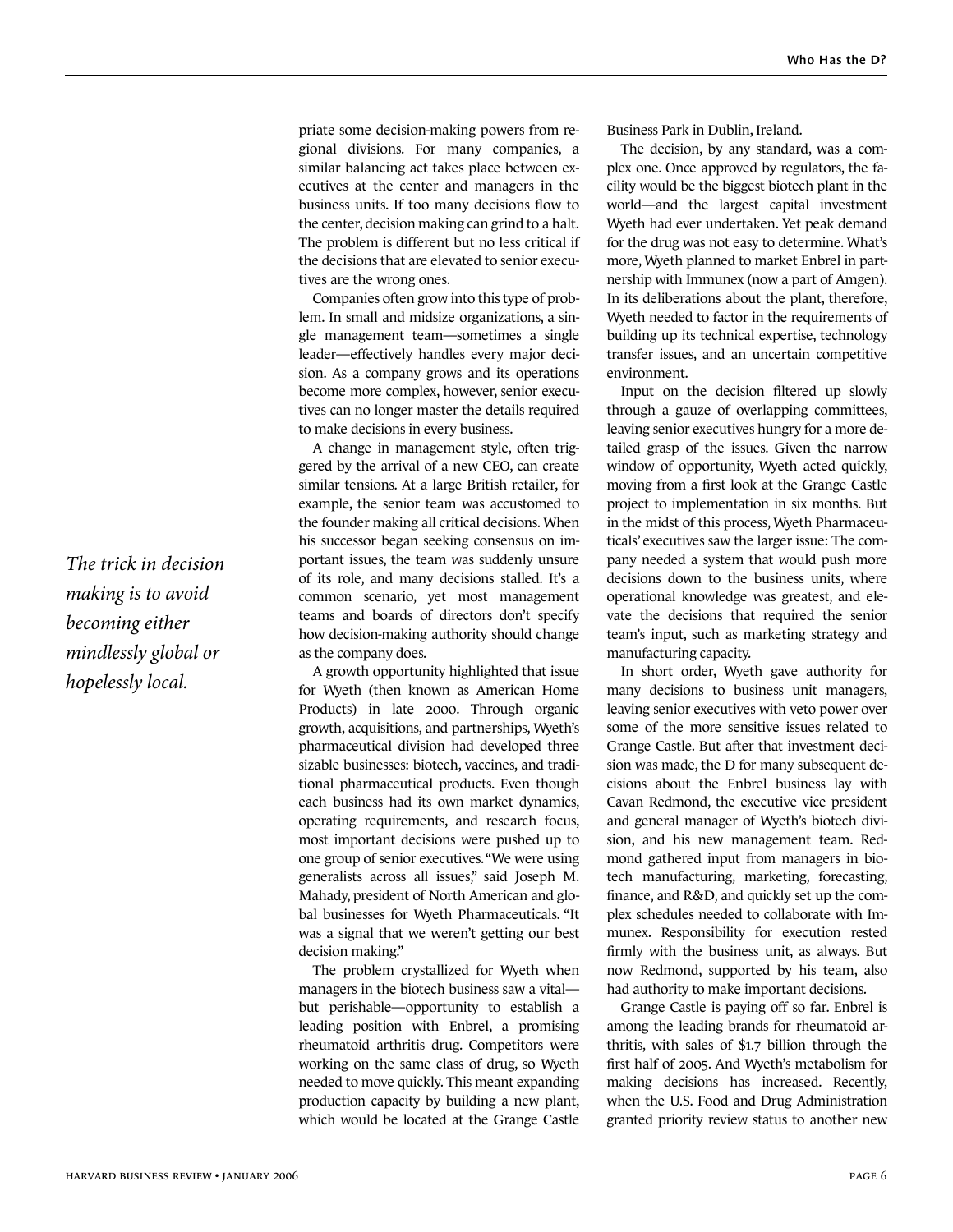priate some decision-making powers from regional divisions. For many companies, a similar balancing act takes place between executives at the center and managers in the business units. If too many decisions flow to the center, decision making can grind to a halt. The problem is different but no less critical if the decisions that are elevated to senior executives are the wrong ones.

Companies often grow into this type of problem. In small and midsize organizations, a single management team—sometimes a single leader—effectively handles every major decision. As a company grows and its operations become more complex, however, senior executives can no longer master the details required to make decisions in every business.

A change in management style, often triggered by the arrival of a new CEO, can create similar tensions. At a large British retailer, for example, the senior team was accustomed to the founder making all critical decisions. When his successor began seeking consensus on important issues, the team was suddenly unsure of its role, and many decisions stalled. It's a common scenario, yet most management teams and boards of directors don't specify how decision-making authority should change as the company does.

*The trick in decision making is to avoid becoming either mindlessly global or hopelessly local.*

A growth opportunity highlighted that issue for Wyeth (then known as American Home Products) in late 2000. Through organic growth, acquisitions, and partnerships, Wyeth's pharmaceutical division had developed three sizable businesses: biotech, vaccines, and traditional pharmaceutical products. Even though each business had its own market dynamics, operating requirements, and research focus, most important decisions were pushed up to one group of senior executives. "We were using generalists across all issues," said Joseph M. Mahady, president of North American and global businesses for Wyeth Pharmaceuticals. "It was a signal that we weren't getting our best decision making."

The problem crystallized for Wyeth when managers in the biotech business saw a vital—but perishable—opportunity to establish a leading position with Enbrel, a promising rheumatoid arthritis drug. Competitors were working on the same class of drug, so Wyeth needed to move quickly. This meant expanding production capacity by building a new plant, which would be located at the Grange Castle Business Park in Dublin, Ireland.

The decision, by any standard, was a complex one. Once approved by regulators, the facility would be the biggest biotech plant in the world—and the largest capital investment Wyeth had ever undertaken. Yet peak demand for the drug was not easy to determine. What's more, Wyeth planned to market Enbrel in partnership with Immunex (now a part of Amgen). In its deliberations about the plant, therefore, Wyeth needed to factor in the requirements of building up its technical expertise, technology transfer issues, and an uncertain competitive environment.

Input on the decision filtered up slowly through a gauze of overlapping committees, leaving senior executives hungry for a more detailed grasp of the issues. Given the narrow window of opportunity, Wyeth acted quickly, moving from a first look at the Grange Castle project to implementation in six months. But in the midst of this process, Wyeth Pharmaceuticals' executives saw the larger issue: The company needed a system that would push more decisions down to the business units, where operational knowledge was greatest, and elevate the decisions that required the senior team's input, such as marketing strategy and manufacturing capacity.

In short order, Wyeth gave authority for many decisions to business unit managers, leaving senior executives with veto power over some of the more sensitive issues related to Grange Castle. But after that investment decision was made, the D for many subsequent decisions about the Enbrel business lay with Cavan Redmond, the executive vice president and general manager of Wyeth's biotech division, and his new management team. Redmond gathered input from managers in biotech manufacturing, marketing, forecasting, finance, and R&D, and quickly set up the complex schedules needed to collaborate with Immunex. Responsibility for execution rested firmly with the business unit, as always. But now Redmond, supported by his team, also had authority to make important decisions.

Grange Castle is paying off so far. Enbrel is among the leading brands for rheumatoid arthritis, with sales of $1.7 billion through the first half of 2005. And Wyeth's metabolism for making decisions has increased. Recently, when the U.S. Food and Drug Administration granted priority review status to another new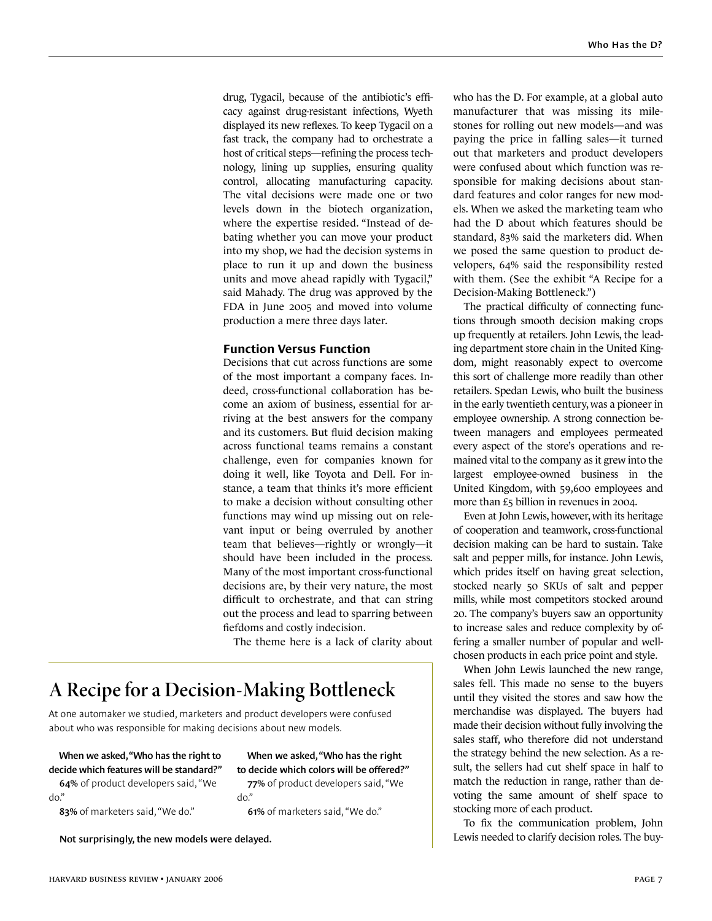drug, Tygacil, because of the antibiotic's efficacy against drug-resistant infections, Wyeth displayed its new reflexes. To keep Tygacil on a fast track, the company had to orchestrate a host of critical steps—refining the process technology, lining up supplies, ensuring quality control, allocating manufacturing capacity. The vital decisions were made one or two levels down in the biotech organization, where the expertise resided. "Instead of debating whether you can move your product into my shop, we had the decision systems in place to run it up and down the business units and move ahead rapidly with Tygacil," said Mahady. The drug was approved by the FDA in June 2005 and moved into volume production a mere three days later.

### Function Versus Function

Decisions that cut across functions are some of the most important a company faces. Indeed, cross-functional collaboration has become an axiom of business, essential for arriving at the best answers for the company and its customers. But fluid decision making across functional teams remains a constant challenge, even for companies known for doing it well, like Toyota and Dell. For instance, a team that thinks it's more efficient to make a decision without consulting other functions may wind up missing out on relevant input or being overruled by another team that believes—rightly or wrongly—it should have been included in the process. Many of the most important cross-functional decisions are, by their very nature, the most difficult to orchestrate, and that can string out the process and lead to sparring between fiefdoms and costly indecision.

The theme here is a lack of clarity about who has the D. For example, at a global auto manufacturer that was missing its milestones for rolling out new models—and was paying the price in falling sales—it turned out that marketers and product developers were confused about which function was responsible for making decisions about standard features and color ranges for new models. When we asked the marketing team who had the D about which features should be standard, 83% said the marketers did. When we posed the same question to product developers, 64% said the responsibility rested with them. (See the exhibit "A Recipe for a Decision-Making Bottleneck.")

The practical difficulty of connecting functions through smooth decision making crops up frequently at retailers. John Lewis, the leading department store chain in the United Kingdom, might reasonably expect to overcome this sort of challenge more readily than other retailers. Spedan Lewis, who built the business in the early twentieth century, was a pioneer in employee ownership. A strong connection between managers and employees permeated every aspect of the store's operations and remained vital to the company as it grew into the largest employee-owned business in the United Kingdom, with 59,600 employees and more than £5 billion in revenues in 2004.

Even at John Lewis, however, with its heritage of cooperation and teamwork, cross-functional decision making can be hard to sustain. Take salt and pepper mills, for instance. John Lewis, which prides itself on having great selection, stocked nearly 50 SKUs of salt and pepper mills, while most competitors stocked around 20. The company's buyers saw an opportunity to increase sales and reduce complexity by offering a smaller number of popular and well-chosen products in each price point and style.

When John Lewis launched the new range, sales fell. This made no sense to the buyers until they visited the stores and saw how the merchandise was displayed. The buyers had made their decision without fully involving the sales staff, who therefore did not understand the strategy behind the new selection. As a result, the sellers had cut shelf space in half to match the reduction in range, rather than devoting the same amount of shelf space to stocking more of each product.

To fix the communication problem, John Lewis needed to clarify decision roles. The buy-

## A Recipe for a Decision-Making Bottleneck

At one automaker we studied, marketers and product developers were confused about who was responsible for making decisions about new models.

**When we asked, "Who has the right to decide which features will be standard?"**

**64%** of product developers said, "We do."

**83%** of marketers said, "We do."

**When we asked, "Who has the right to decide which colors will be offered?"**

**77%** of product developers said, "We do."

**61%** of marketers said, "We do."

**Not surprisingly, the new models were delayed.**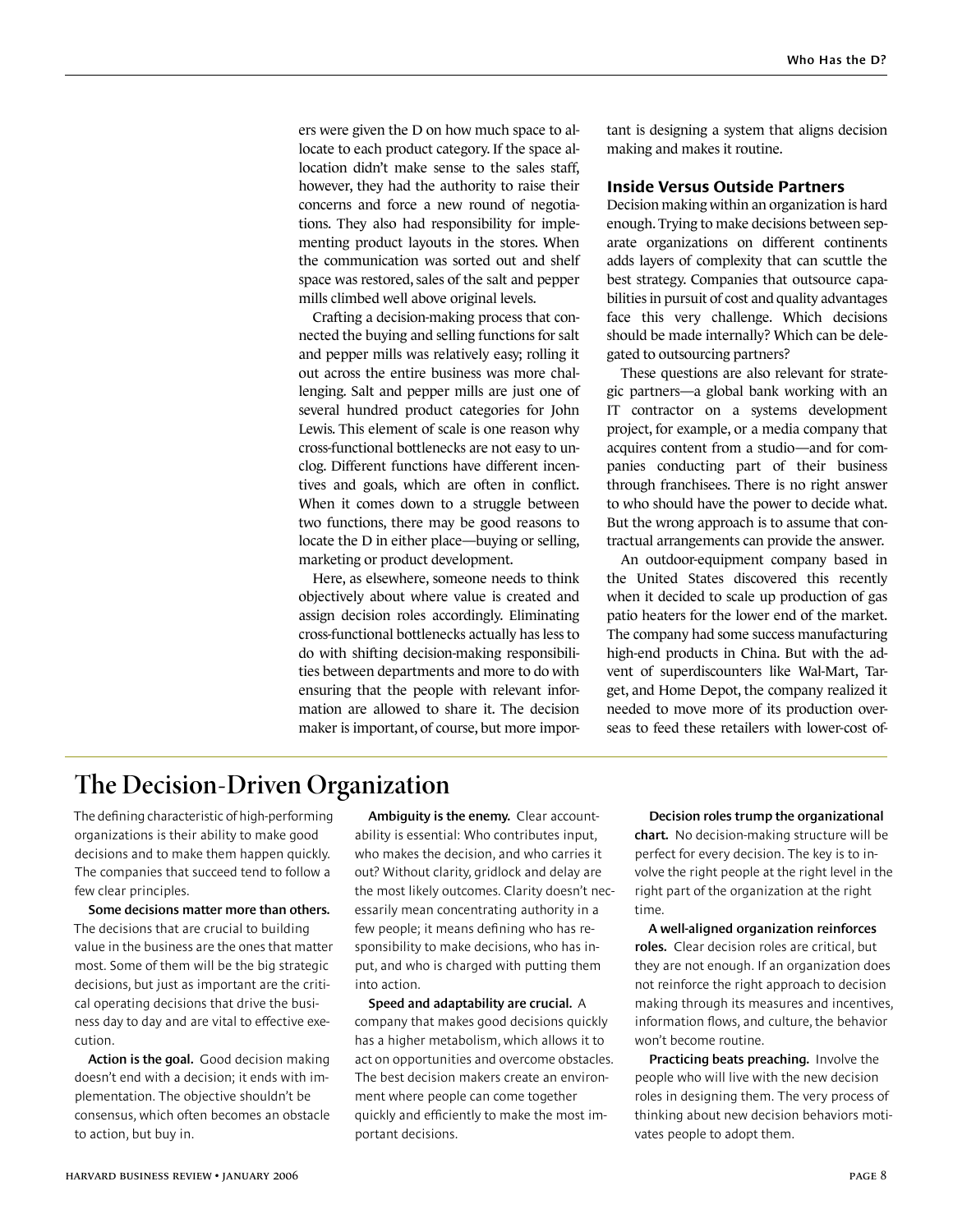ers were given the D on how much space to allocate to each product category. If the space allocation didn't make sense to the sales staff, however, they had the authority to raise their concerns and force a new round of negotiations. They also had responsibility for implementing product layouts in the stores. When the communication was sorted out and shelf space was restored, sales of the salt and pepper mills climbed well above original levels.

Crafting a decision-making process that connected the buying and selling functions for salt and pepper mills was relatively easy; rolling it out across the entire business was more challenging. Salt and pepper mills are just one of several hundred product categories for John Lewis. This element of scale is one reason why cross-functional bottlenecks are not easy to unclog. Different functions have different incentives and goals, which are often in conflict. When it comes down to a struggle between two functions, there may be good reasons to locate the D in either place—buying or selling, marketing or product development.

Here, as elsewhere, someone needs to think objectively about where value is created and assign decision roles accordingly. Eliminating cross-functional bottlenecks actually has less to do with shifting decision-making responsibilities between departments and more to do with ensuring that the people with relevant information are allowed to share it. The decision maker is important, of course, but more important is designing a system that aligns decision making and makes it routine.

### Inside Versus Outside Partners

Decision making within an organization is hard enough. Trying to make decisions between separate organizations on different continents adds layers of complexity that can scuttle the best strategy. Companies that outsource capabilities in pursuit of cost and quality advantages face this very challenge. Which decisions should be made internally? Which can be delegated to outsourcing partners?

These questions are also relevant for strategic partners—a global bank working with an IT contractor on a systems development project, for example, or a media company that acquires content from a studio—and for companies conducting part of their business through franchisees. There is no right answer to who should have the power to decide what. But the wrong approach is to assume that contractual arrangements can provide the answer.

An outdoor-equipment company based in the United States discovered this recently when it decided to scale up production of gas patio heaters for the lower end of the market. The company had some success manufacturing high-end products in China. But with the advent of superdiscounters like Wal-Mart, Target, and Home Depot, the company realized it needed to move more of its production overseas to feed these retailers with lower-cost of-

## The Decision-Driven Organization

The defining characteristic of high-performing organizations is their ability to make good decisions and to make them happen quickly. The companies that succeed tend to follow a few clear principles.

**Some decisions matter more than others.** The decisions that are crucial to building value in the business are the ones that matter most. Some of them will be the big strategic decisions, but just as important are the critical operating decisions that drive the business day to day and are vital to effective execution.

**Action is the goal.** Good decision making doesn't end with a decision; it ends with implementation. The objective shouldn't be consensus, which often becomes an obstacle to action, but buy in.

**Ambiguity is the enemy.** Clear accountability is essential: Who contributes input, who makes the decision, and who carries it out? Without clarity, gridlock and delay are the most likely outcomes. Clarity doesn't necessarily mean concentrating authority in a few people; it means defining who has responsibility to make decisions, who has input, and who is charged with putting them into action.

**Speed and adaptability are crucial.** A company that makes good decisions quickly has a higher metabolism, which allows it to act on opportunities and overcome obstacles. The best decision makers create an environment where people can come together quickly and efficiently to make the most important decisions.

**Decision roles trump the organizational chart.** No decision-making structure will be perfect for every decision. The key is to involve the right people at the right level in the right part of the organization at the right time.

**A well-aligned organization reinforces roles.** Clear decision roles are critical, but they are not enough. If an organization does not reinforce the right approach to decision making through its measures and incentives, information flows, and culture, the behavior won't become routine.

**Practicing beats preaching.** Involve the people who will live with the new decision roles in designing them. The very process of thinking about new decision behaviors motivates people to adopt them.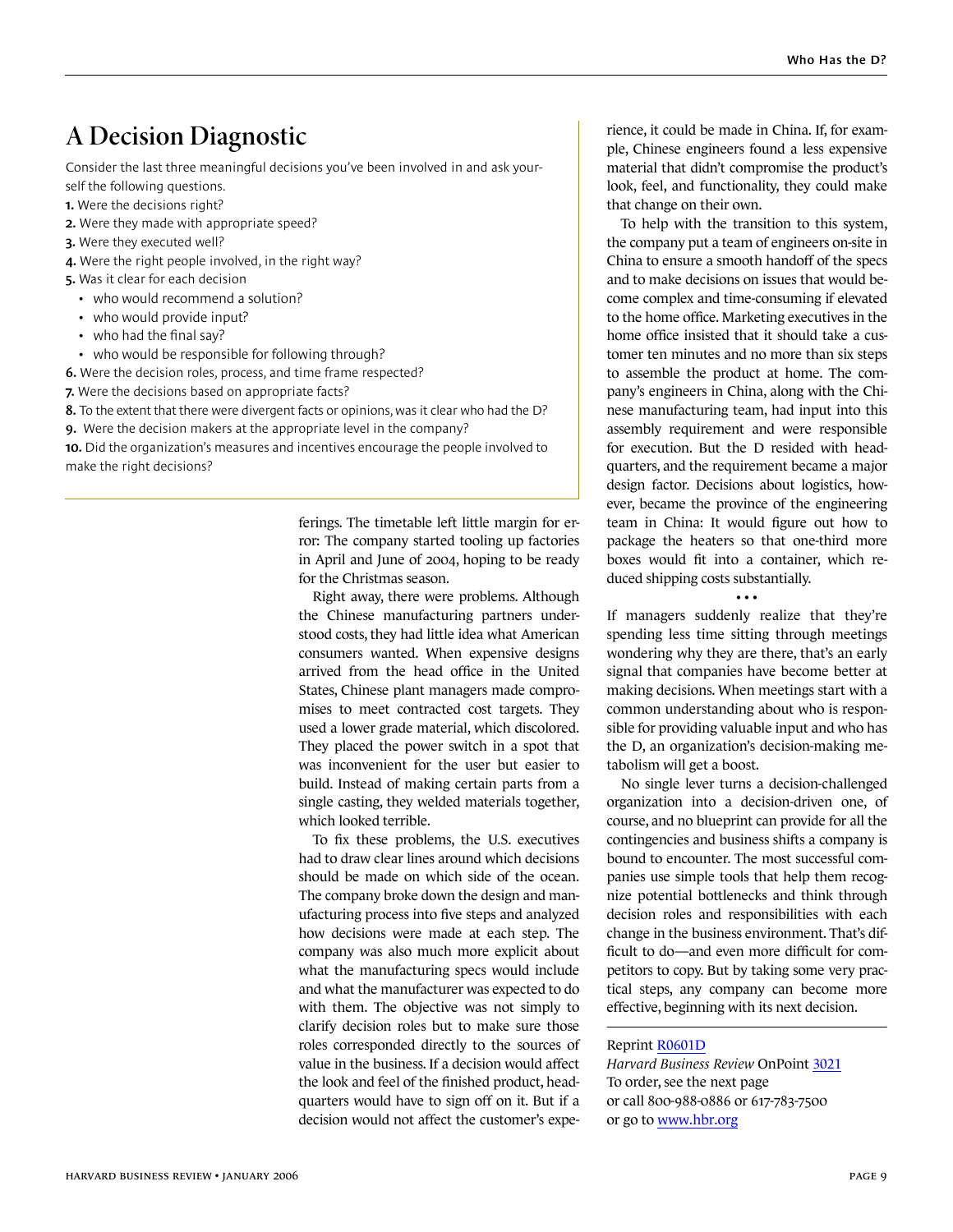## A Decision Diagnostic

Consider the last three meaningful decisions you've been involved in and ask yourself the following questions.

1. Were the decisions right?
2. Were they made with appropriate speed?
3. Were they executed well?
4. Were the right people involved, in the right way?
5. Was it clear for each decision
   - who would recommend a solution?
   - who would provide input?
   - who had the final say?
   - who would be responsible for following through?
6. Were the decision roles, process, and time frame respected?
7. Were the decisions based on appropriate facts?
8. To the extent that there were divergent facts or opinions, was it clear who had the D?
9. Were the decision makers at the appropriate level in the company?
10. Did the organization's measures and incentives encourage the people involved to make the right decisions?

ferings. The timetable left little margin for error: The company started tooling up factories in April and June of 2004, hoping to be ready for the Christmas season.

Right away, there were problems. Although the Chinese manufacturing partners understood costs, they had little idea what American consumers wanted. When expensive designs arrived from the head office in the United States, Chinese plant managers made compromises to meet contracted cost targets. They used a lower grade material, which discolored. They placed the power switch in a spot that was inconvenient for the user but easier to build. Instead of making certain parts from a single casting, they welded materials together, which looked terrible.

To fix these problems, the U.S. executives had to draw clear lines around which decisions should be made on which side of the ocean. The company broke down the design and manufacturing process into five steps and analyzed how decisions were made at each step. The company was also much more explicit about what the manufacturing specs would include and what the manufacturer was expected to do with them. The objective was not simply to clarify decision roles but to make sure those roles corresponded directly to the sources of value in the business. If a decision would affect the look and feel of the finished product, headquarters would have to sign off on it. But if a decision would not affect the customer's experience, it could be made in China. If, for example, Chinese engineers found a less expensive material that didn't compromise the product's look, feel, and functionality, they could make that change on their own.

To help with the transition to this system, the company put a team of engineers on-site in China to ensure a smooth handoff of the specs and to make decisions on issues that would become complex and time-consuming if elevated to the home office. Marketing executives in the home office insisted that it should take a customer ten minutes and no more than six steps to assemble the product at home. The company's engineers in China, along with the Chinese manufacturing team, had input into this assembly requirement and were responsible for execution. But the D resided with headquarters, and the requirement became a major design factor. Decisions about logistics, however, became the province of the engineering team in China: It would figure out how to package the heaters so that one-third more boxes would fit into a container, which reduced shipping costs substantially.

• • •

If managers suddenly realize that they're spending less time sitting through meetings wondering why they are there, that's an early signal that companies have become better at making decisions. When meetings start with a common understanding about who is responsible for providing valuable input and who has the D, an organization's decision-making metabolism will get a boost.

No single lever turns a decision-challenged organization into a decision-driven one, of course, and no blueprint can provide for all the contingencies and business shifts a company is bound to encounter. The most successful companies use simple tools that help them recognize potential bottlenecks and think through decision roles and responsibilities with each change in the business environment. That's difficult to do—and even more difficult for competitors to copy. But by taking some very practical steps, any company can become more effective, beginning with its next decision.

---

Reprint R0601D
*Harvard Business Review* OnPoint 3021
To order, see the next page
or call 800-988-0886 or 617-783-7500
or go to www.hbr.org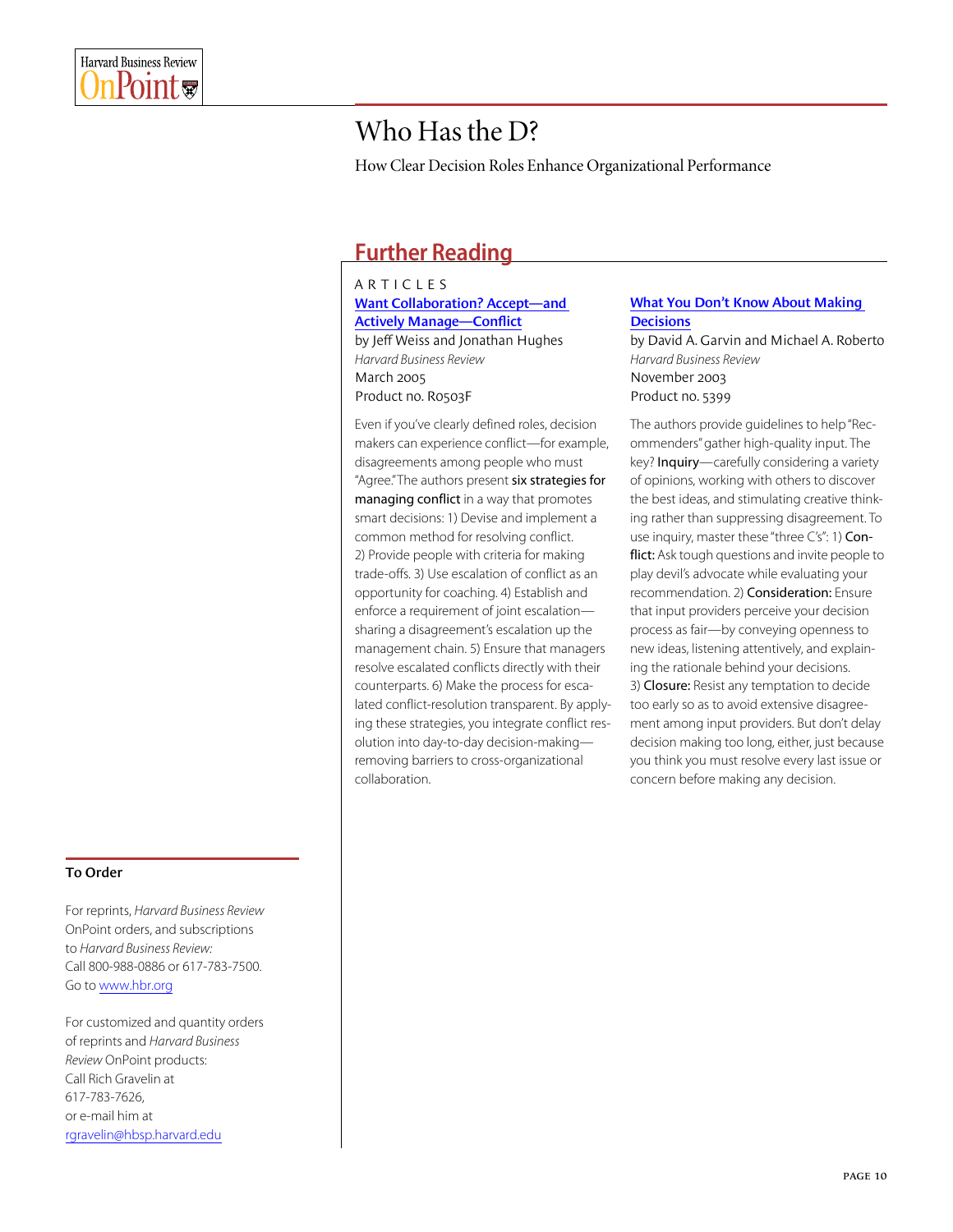# Who Has the D?

How Clear Decision Roles Enhance Organizational Performance

## Further Reading

ARTICLES

**Want Collaboration? Accept—and Actively Manage—Conflict**
by Jeff Weiss and Jonathan Hughes
*Harvard Business Review*
March 2005
Product no. R0503F

Even if you've clearly defined roles, decision makers can experience conflict—for example, disagreements among people who must "Agree." The authors present **six strategies for managing conflict** in a way that promotes smart decisions: 1) Devise and implement a common method for resolving conflict. 2) Provide people with criteria for making trade-offs. 3) Use escalation of conflict as an opportunity for coaching. 4) Establish and enforce a requirement of joint escalation—sharing a disagreement's escalation up the management chain. 5) Ensure that managers resolve escalated conflicts directly with their counterparts. 6) Make the process for escalated conflict-resolution transparent. By applying these strategies, you integrate conflict resolution into day-to-day decision-making—removing barriers to cross-organizational collaboration.

**What You Don't Know About Making Decisions**
by David A. Garvin and Michael A. Roberto
*Harvard Business Review*
November 2003
Product no. 5399

The authors provide guidelines to help "Recommenders" gather high-quality input. The key? **Inquiry**—carefully considering a variety of opinions, working with others to discover the best ideas, and stimulating creative thinking rather than suppressing disagreement. To use inquiry, master these "three C's": 1) **Conflict:** Ask tough questions and invite people to play devil's advocate while evaluating your recommendation. 2) **Consideration:** Ensure that input providers perceive your decision process as fair—by conveying openness to new ideas, listening attentively, and explaining the rationale behind your decisions. 3) **Closure:** Resist any temptation to decide too early so as to avoid extensive disagreement among input providers. But don't delay decision making too long, either, just because you think you must resolve every last issue or concern before making any decision.

### To Order

For reprints, *Harvard Business Review* OnPoint orders, and subscriptions to *Harvard Business Review:*
Call 800-988-0886 or 617-783-7500.
Go to www.hbr.org

For customized and quantity orders of reprints and *Harvard Business Review* OnPoint products:
Call Rich Gravelin at 617-783-7626,
or e-mail him at rgravelin@hbsp.harvard.edu